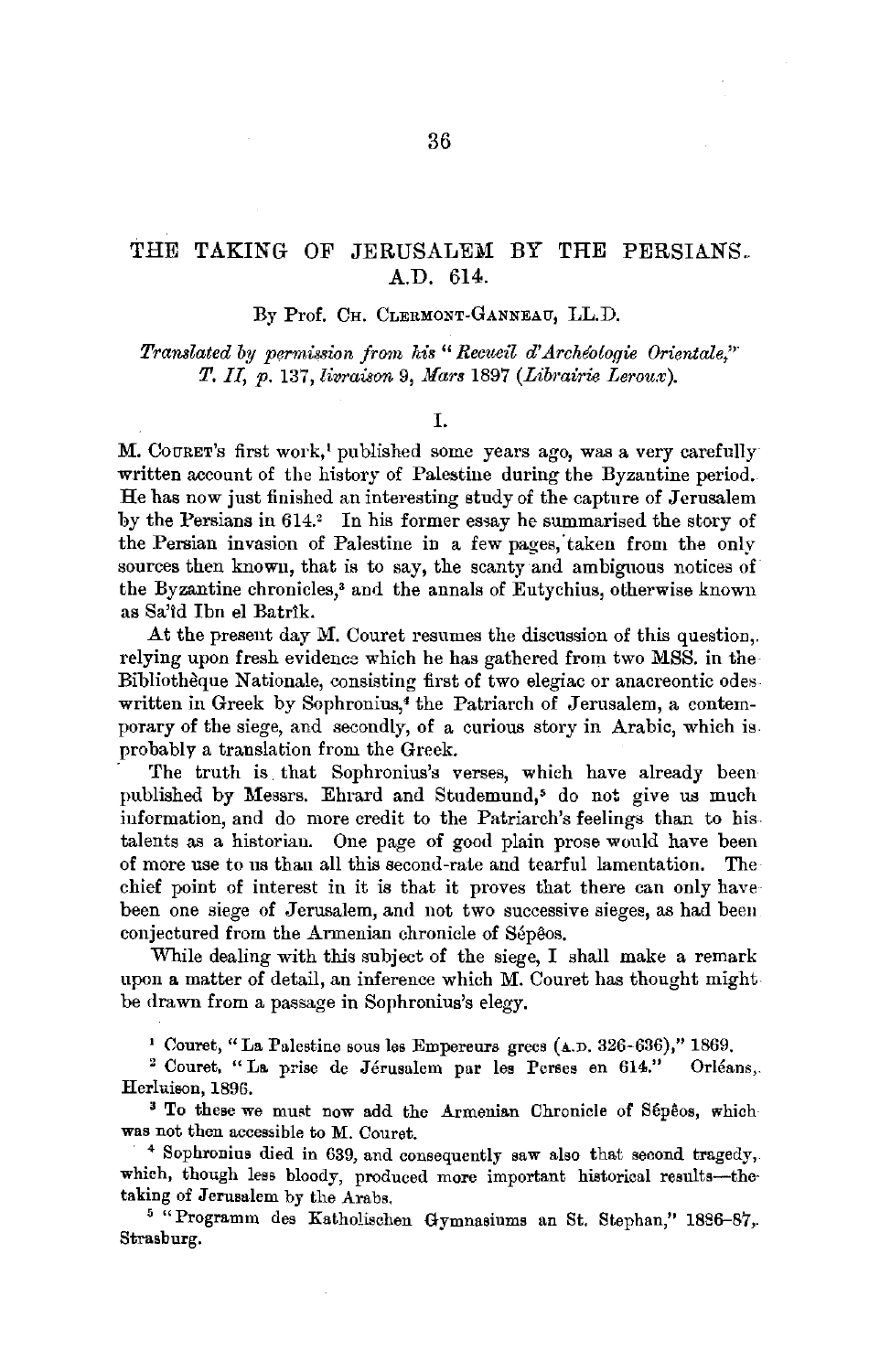# THE TAKING OF JERUSALEM BY THE PERSIANS. A.D. 614.

By Prof. Ch. Clermont-Ganneau, LL.D.

*Translated by permission from his "Recueil d'Archéologie Orientale," T. II, p. 137, livraison 9, Mars 1897 (Librairie Leroux).*

## I.

M. Couret's first work,[1] published some years ago, was a very carefully written account of the history of Palestine during the Byzantine period. He has now just finished an interesting study of the capture of Jerusalem by the Persians in 614.[2] In his former essay he summarised the story of the Persian invasion of Palestine in a few pages, taken from the only sources then known, that is to say, the scanty and ambiguous notices of the Byzantine chronicles,[3] and the annals of Eutychius, otherwise known as Sa'îd Ibn el Batrîk.

At the present day M. Couret resumes the discussion of this question, relying upon fresh evidence which he has gathered from two MSS. in the Bibliothèque Nationale, consisting first of two elegiac or anacreontic odes written in Greek by Sophronius,[4] the Patriarch of Jerusalem, a contemporary of the siege, and secondly, of a curious story in Arabic, which is probably a translation from the Greek.

The truth is that Sophronius's verses, which have already been published by Messrs. Ehrard and Studemund,[5] do not give us much information, and do more credit to the Patriarch's feelings than to his talents as a historian. One page of good plain prose would have been of more use to us than all this second-rate and tearful lamentation. The chief point of interest in it is that it proves that there can only have been one siege of Jerusalem, and not two successive sieges, as had been conjectured from the Armenian chronicle of Sépêos.

While dealing with this subject of the siege, I shall make a remark upon a matter of detail, an inference which M. Couret has thought might be drawn from a passage in Sophronius's elegy.

[1] Couret, "La Palestine sous les Empereurs grecs (A.D. 326-636)," 1869.

[2] Couret, "La prise de Jérusalem par les Perses en 614." Orléans, Herluison, 1896.

[3] To these we must now add the Armenian Chronicle of Sépêos, which was not then accessible to M. Couret.

[4] Sophronius died in 639, and consequently saw also that second tragedy, which, though less bloody, produced more important historical results—the taking of Jerusalem by the Arabs.

[5] "Programm des Katholischen Gymnasiums an St. Stephan," 1886-87, Strasburg.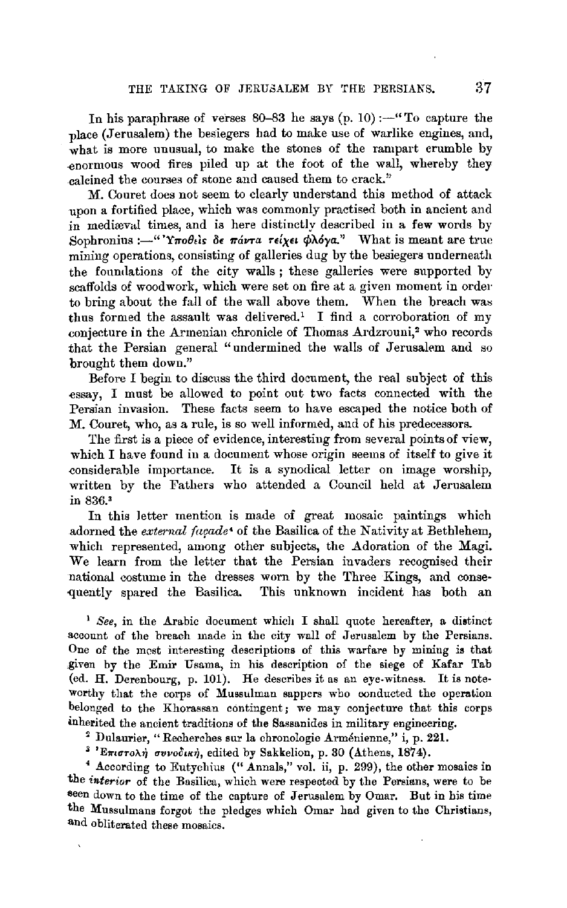In his paraphrase of verses 80–83 he says (p. 10):—"To capture the place (Jerusalem) the besiegers had to make use of warlike engines, and, what is more unusual, to make the stones of the rampart crumble by enormous wood fires piled up at the foot of the wall, whereby they calcined the courses of stone and caused them to crack."

M. Couret does not seem to clearly understand this method of attack upon a fortified place, which was commonly practised both in ancient and in mediæval times, and is here distinctly described in a few words by Sophronius:—"Ὑποθεὶς δε πάντα τείχει φλόγα." What is meant are true mining operations, consisting of galleries dug by the besiegers underneath the foundations of the city walls; these galleries were supported by scaffolds of woodwork, which were set on fire at a given moment in order to bring about the fall of the wall above them. When the breach was thus formed the assault was delivered.[1] I find a corroboration of my conjecture in the Armenian chronicle of Thomas Ardzrouni,[2] who records that the Persian general "undermined the walls of Jerusalem and so brought them down."

Before I begin to discuss the third document, the real subject of this essay, I must be allowed to point out two facts connected with the Persian invasion. These facts seem to have escaped the notice both of M. Couret, who, as a rule, is so well informed, and of his predecessors.

The first is a piece of evidence, interesting from several points of view, which I have found in a document whose origin seems of itself to give it considerable importance. It is a synodical letter on image worship, written by the Fathers who attended a Council held at Jerusalem in 836.[3]

In this letter mention is made of great mosaic paintings which adorned the *external façade*[4] of the Basilica of the Nativity at Bethlehem, which represented, among other subjects, the Adoration of the Magi. We learn from the letter that the Persian invaders recognised their national costume in the dresses worn by the Three Kings, and consequently spared the Basilica. This unknown incident has both an

[1] *See*, in the Arabic document which I shall quote hereafter, a distinct account of the breach made in the city wall of Jerusalem by the Persians. One of the most interesting descriptions of this warfare by mining is that given by the Emir Usama, in his description of the siege of Kafar Tab (ed. H. Derenbourg, p. 101). He describes it as an eye-witness. It is noteworthy that the corps of Mussulman sappers who conducted the operation belonged to the Khorassan contingent; we may conjecture that this corps inherited the ancient traditions of the Sassanides in military engineering.

[2] Dulaurier, "Recherches sur la chronologie Arménienne," i, p. 221.

[3] Ἐπιστολὴ συνοδική, edited by Sakkelion, p. 30 (Athens, 1874).

[4] According to Eutychius ("Annals," vol. ii, p. 299), the other mosaics in the *interior* of the Basilica, which were respected by the Persians, were to be seen down to the time of the capture of Jerusalem by Omar. But in his time the Mussulmans forgot the pledges which Omar had given to the Christians, and obliterated these mosaics.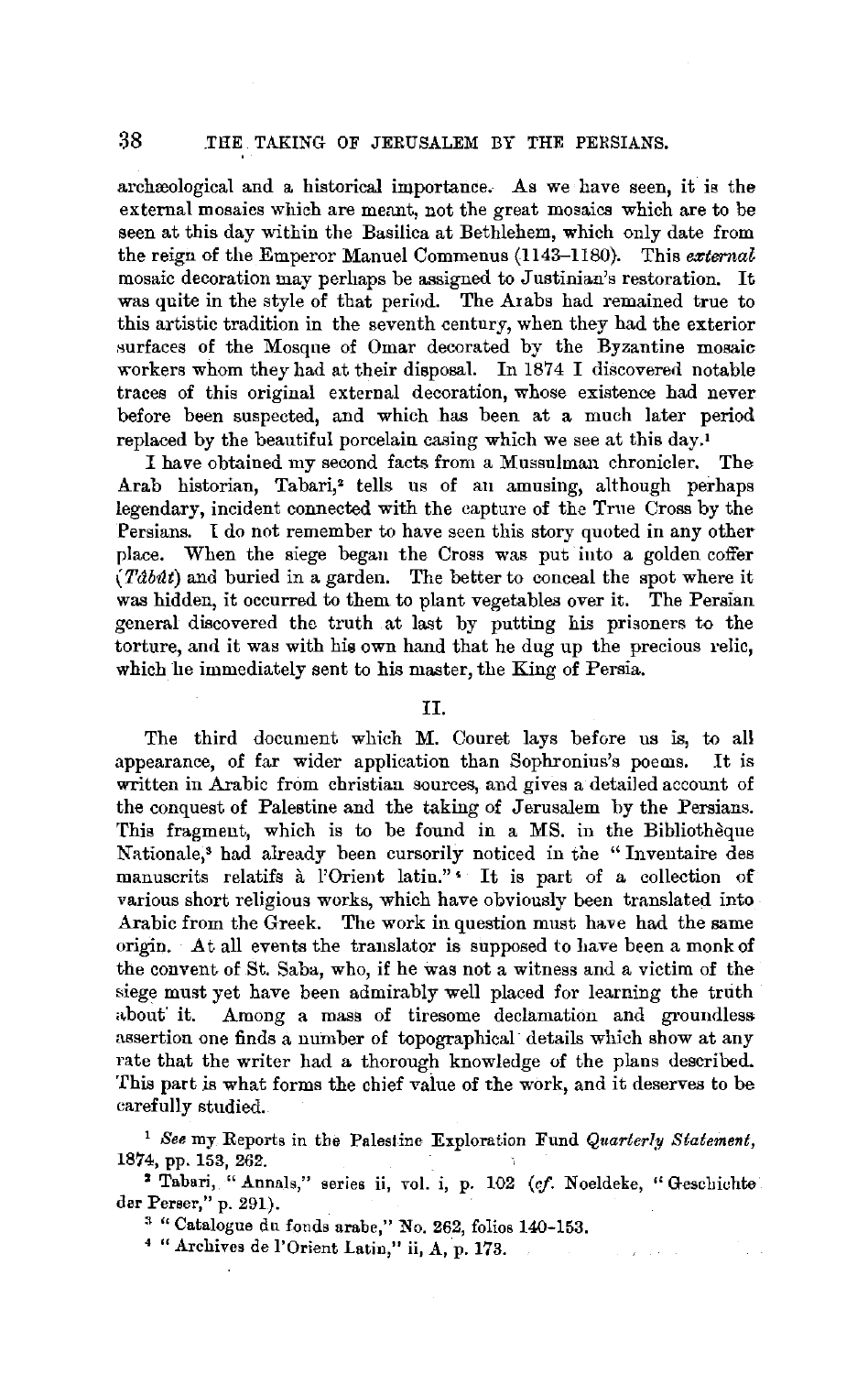archæological and a historical importance. As we have seen, it is the external mosaics which are meant, not the great mosaics which are to be seen at this day within the Basilica at Bethlehem, which only date from the reign of the Emperor Manuel Commenus (1143–1180). This *external* mosaic decoration may perhaps be assigned to Justinian's restoration. It was quite in the style of that period. The Arabs had remained true to this artistic tradition in the seventh century, when they had the exterior surfaces of the Mosque of Omar decorated by the Byzantine mosaic workers whom they had at their disposal. In 1874 I discovered notable traces of this original external decoration, whose existence had never before been suspected, and which has been at a much later period replaced by the beautiful porcelain casing which we see at this day.[1]

I have obtained my second facts from a Mussulman chronicler. The Arab historian, Tabari,[2] tells us of an amusing, although perhaps legendary, incident connected with the capture of the True Cross by the Persians. I do not remember to have seen this story quoted in any other place. When the siege began the Cross was put into a golden coffer (*Tâbût*) and buried in a garden. The better to conceal the spot where it was hidden, it occurred to them to plant vegetables over it. The Persian general discovered the truth at last by putting his prisoners to the torture, and it was with his own hand that he dug up the precious relic, which he immediately sent to his master, the King of Persia.

## II.

The third document which M. Couret lays before us is, to all appearance, of far wider application than Sophronius's poems. It is written in Arabic from christian sources, and gives a detailed account of the conquest of Palestine and the taking of Jerusalem by the Persians. This fragment, which is to be found in a MS. in the Bibliothèque Nationale,[3] had already been cursorily noticed in the "Inventaire des manuscrits relatifs à l'Orient latin."[4] It is part of a collection of various short religious works, which have obviously been translated into Arabic from the Greek. The work in question must have had the same origin. At all events the translator is supposed to have been a monk of the convent of St. Saba, who, if he was not a witness and a victim of the siege must yet have been admirably well placed for learning the truth about it. Among a mass of tiresome declamation and groundless assertion one finds a number of topographical details which show at any rate that the writer had a thorough knowledge of the plans described. This part is what forms the chief value of the work, and it deserves to be carefully studied.

[1] *See* my Reports in the Palestine Exploration Fund *Quarterly Statement*, 1874, pp. 153, 262.

[2] Tabari, "Annals," series ii, vol. i, p. 102 (*cf.* Noeldeke, "Geschichte der Perser," p. 291).

[3] "Catalogue du fonds arabe," No. 262, folios 140–153.

[4] "Archives de l'Orient Latin," ii, A, p. 173.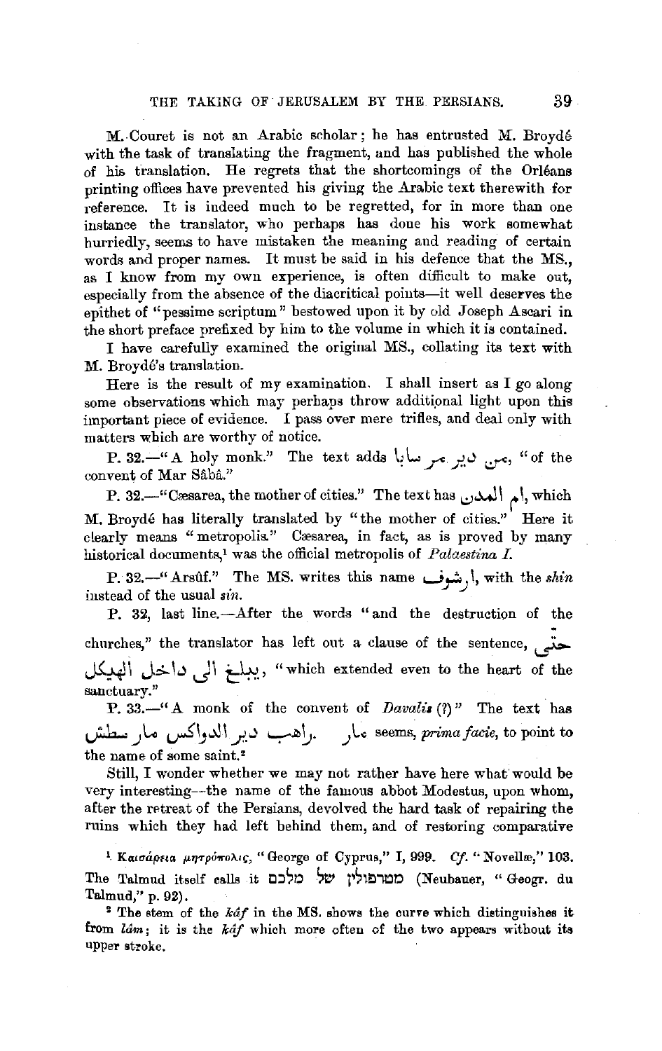M. Couret is not an Arabic scholar; he has entrusted M. Broydé with the task of translating the fragment, and has published the whole of his translation. He regrets that the shortcomings of the Orléans printing offices have prevented his giving the Arabic text therewith for reference. It is indeed much to be regretted, for in more than one instance the translator, who perhaps has done his work somewhat hurriedly, seems to have mistaken the meaning and reading of certain words and proper names. It must be said in his defence that the MS., as I know from my own experience, is often difficult to make out, especially from the absence of the diacritical points—it well deserves the epithet of "pessime scriptum" bestowed upon it by old Joseph Ascari in the short preface prefixed by him to the volume in which it is contained.

I have carefully examined the original MS., collating its text with M. Broydé's translation.

Here is the result of my examination. I shall insert as I go along some observations which may perhaps throw additional light upon this important piece of evidence. I pass over mere trifles, and deal only with matters which are worthy of notice.

P. 32.—"A holy monk." The text adds من دير مر سابا, "of the convent of Mar Sâbâ."

P. 32.—"Cæsarea, the mother of cities." The text has ام المدن, which M. Broydé has literally translated by "the mother of cities." Here it clearly means "metropolis." Cæsarea, in fact, as is proved by many historical documents,[1] was the official metropolis of *Palaestina I.*

P. 32.—"Arsûf." The MS. writes this name ارشوف, with the *shin* instead of the usual *sin*.

P. 32, last line.—After the words "and the destruction of the churches," the translator has left out a clause of the sentence, حتى يبلغ الى داخل الهيكل, "which extended even to the heart of the sanctuary."

P. 33.—"A monk of the convent of *Davalis* (?)" The text has راهب دير الدواكس مار سطش. مار seems, *primâ facie*, to point to the name of some saint.[2]

Still, I wonder whether we may not rather have here what would be very interesting—the name of the famous abbot Modestus, upon whom, after the retreat of the Persians, devolved the hard task of repairing the ruins which they had left behind them, and of restoring comparative

[1] Καισάρεια μητρόπολις, "George of Cyprus," I, 999. *Cf.* "Novellæ," 103. The Talmud itself calls it מטרפולין של מלכם (Neubauer, "Geogr. du Talmud," p. 92).

[2] The stem of the *kâf* in the MS. shows the curve which distinguishes it from *lâm*; it is the *kâf* which more often of the two appears without its upper stroke.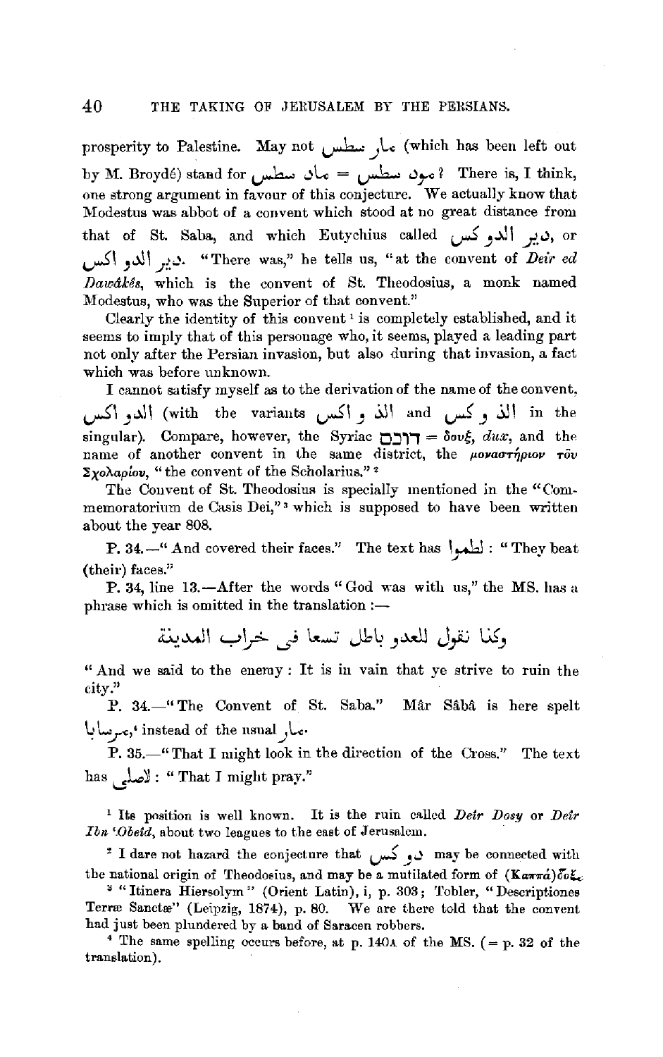prosperity to Palestine. May not مار سطس (which has been left out by M. Broydé) stand for مود سطس = ماك سطس? There is, I think, one strong argument in favour of this conjecture. We actually know that Modestus was abbot of a convent which stood at no great distance from that of St. Saba, and which Eutychius called دير الدو كس, or دير الدو اكس. "There was," he tells us, "at the convent of *Deir ed Dawâkês*, which is the convent of St. Theodosius, a monk named Modestus, who was the Superior of that convent."

Clearly the identity of this convent [1] is completely established, and it seems to imply that of this personage who, it seems, played a leading part not only after the Persian invasion, but also during that invasion, a fact which was before unknown.

I cannot satisfy myself as to the derivation of the name of the convent, الدو اكس (with the variants الذ و اكس and الذ و كس in the singular). Compare, however, the Syriac דוכס = δουξ, *dux*, and the name of another convent in the same district, the μοναστήριον τοῦ Σχολαρίου, "the convent of the Scholarius." [2]

The Convent of St. Theodosius is specially mentioned in the "Commemoratorium de Casis Dei," [3] which is supposed to have been written about the year 808.

**P. 34.**—"And covered their faces." The text has لطموا: "They beat (their) faces."

**P. 34, line 13.**—After the words "God was with us," the MS. has a phrase which is omitted in the translation :—

وكنا نقول للعدو باطل تسعا فى خراب المدينة

"And we said to the enemy: It is in vain that ye strive to ruin the city."

**P. 34.**—"The Convent of St. Saba." Mâr Sâbâ is here spelt مرسابا,[4] instead of the usual مار.

**P. 35.**—"That I might look in the direction of the Cross." The text has لاصلى: "That I might pray."

---

[1] Its position is well known. It is the ruin called *Deir Dosy* or *Deir Ibn 'Obeid*, about two leagues to the east of Jerusalem.

[2] I dare not hazard the conjecture that دو كس may be connected with the national origin of Theodosius, and may be a mutilated form of (Καππα)δοξ.

[3] "Itinera Hiersolym" (Orient Latin), i, p. 303; Tobler, "Descriptiones Terræ Sanctæ" (Leipzig, 1874), p. 80. We are there told that the convent had just been plundered by a band of Saracen robbers.

[4] The same spelling occurs before, at p. 140A of the MS. (= p. 32 of the translation).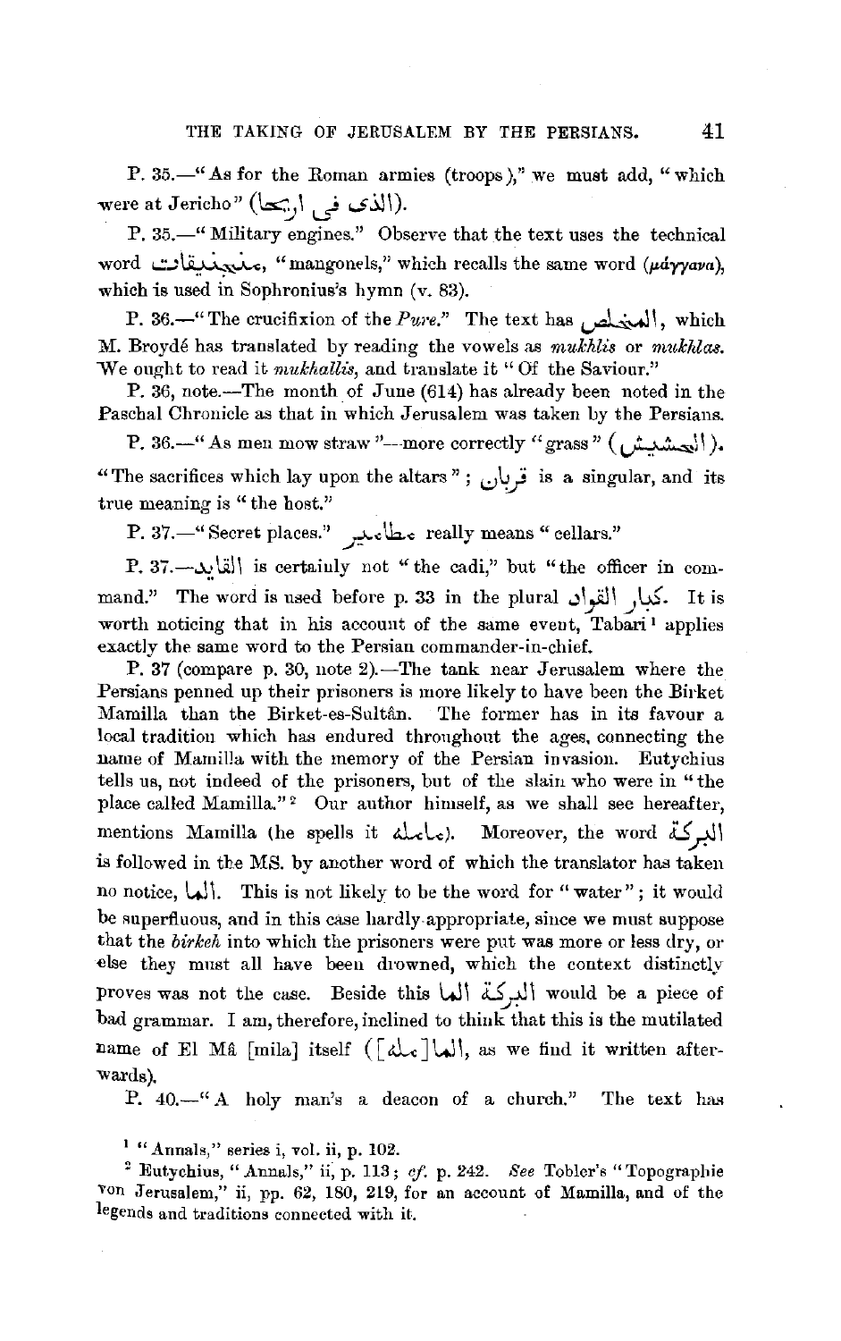P. 35.—"As for the Roman armies (troops)," we must add, "which were at Jericho" (الذى فى اريحا).

P. 35.—"Military engines." Observe that the text uses the technical word منجنيقات, "mangonels," which recalls the same word (*μάγγανα*), which is used in Sophronius's hymn (v. 83).

P. 36.—"The crucifixion of the *Pure*." The text has المخلص, which M. Broydé has translated by reading the vowels as *mukhlis* or *mukhlas*. We ought to read it *mukhallis*, and translate it "Of the Saviour."

P. 36, note.—The month of June (614) has already been noted in the Paschal Chronicle as that in which Jerusalem was taken by the Persians.

P. 36.—"As men mow straw"—more correctly "grass" (الحشيش).

"The sacrifices which lay upon the altars"; قربان is a singular, and its true meaning is "the host."

P. 37.—"Secret places." مطامير really means "cellars."

P. 37.—القايد is certainly not "the cadi," but "the officer in command." The word is used before p. 33 in the plural كبار القواد. It is worth noticing that in his account of the same event, Tabari[1] applies exactly the same word to the Persian commander-in-chief.

P. 37 (compare p. 30, note 2).—The tank near Jerusalem where the Persians penned up their prisoners is more likely to have been the Birket Mamilla than the Birket-es-Sultân. The former has in its favour a local tradition which has endured throughout the ages, connecting the name of Mamilla with the memory of the Persian invasion. Eutychius tells us, not indeed of the prisoners, but of the slain who were in "the place called Mamilla."[2] Our author himself, as we shall see hereafter, mentions Mamilla (he spells it ماملا). Moreover, the word البركة is followed in the MS. by another word of which the translator has taken no notice, الما. This is not likely to be the word for "water"; it would be superfluous, and in this case hardly appropriate, since we must suppose that the *birkeh* into which the prisoners were put was more or less dry, or else they must all have been drowned, which the context distinctly proves was not the case. Beside this البركة الما would be a piece of bad grammar. I am, therefore, inclined to think that this is the mutilated name of El Mâ [mila] itself (الما[ملا], as we find it written afterwards).

P. 40.—"A holy man's a deacon of a church." The text has

[1] "Annals," series i, vol. ii, p. 102.

[2] Eutychius, "Annals," ii, p. 113; *cf.* p. 242. *See* Tobler's "Topographie von Jerusalem," ii, pp. 62, 180, 219, for an account of Mamilla, and of the legends and traditions connected with it.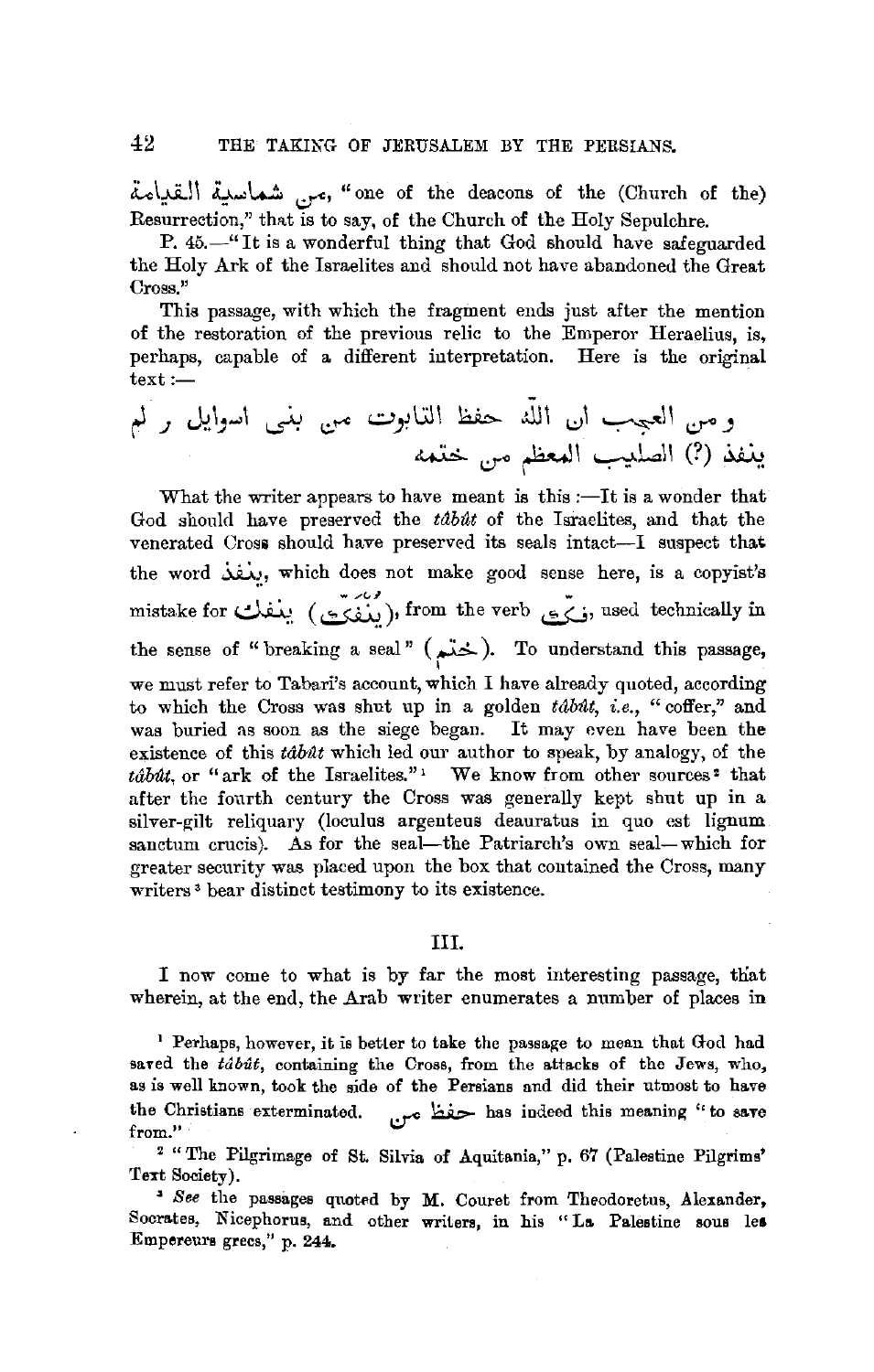من شماسية القيامة, "one of the deacons of the (Church of the) Resurrection," that is to say, of the Church of the Holy Sepulchre.

P. 45.—"It is a wonderful thing that God should have safeguarded the Holy Ark of the Israelites and should not have abandoned the Great Cross."

This passage, with which the fragment ends just after the mention of the restoration of the previous relic to the Emperor Heraclius, is, perhaps, capable of a different interpretation. Here is the original text:—

ومن العجب ان الله حفظ التابوت من بنى اسرايل ر لم ينفذ (?) الصليب المعظم من ختمه

What the writer appears to have meant is this:—It is a wonder that God should have preserved the *tâbût* of the Israelites, and that the venerated Cross should have preserved its seals intact—I suspect that the word ينفذ, which does not make good sense here, is a copyist's mistake for ينفك (يُنفَكّ), from the verb فَكّ, used technically in the sense of "breaking a seal" (خَتْم). To understand this passage, we must refer to Tabari's account, which I have already quoted, according to which the Cross was shut up in a golden *tâbût*, *i.e.*, "coffer," and was buried as soon as the siege began. It may even have been the existence of this *tâbût* which led our author to speak, by analogy, of the *tâbût*, or "ark of the Israelites."[1] We know from other sources[2] that after the fourth century the Cross was generally kept shut up in a silver-gilt reliquary (loculus argenteus deauratus in quo est lignum sanctum crucis). As for the seal—the Patriarch's own seal—which for greater security was placed upon the box that contained the Cross, many writers[3] bear distinct testimony to its existence.

## III.

I now come to what is by far the most interesting passage, that wherein, at the end, the Arab writer enumerates a number of places in

[1] Perhaps, however, it is better to take the passage to mean that God had saved the *tâbût*, containing the Cross, from the attacks of the Jews, who, as is well known, took the side of the Persians and did their utmost to have the Christians exterminated. حفظ من has indeed this meaning "to save from."

[2] "The Pilgrimage of St. Silvia of Aquitania," p. 67 (Palestine Pilgrims' Text Society).

[3] *See* the passages quoted by M. Couret from Theodoretus, Alexander, Socrates, Nicephorus, and other writers, in his "La Palestine sous les Empereurs grecs," p. 244.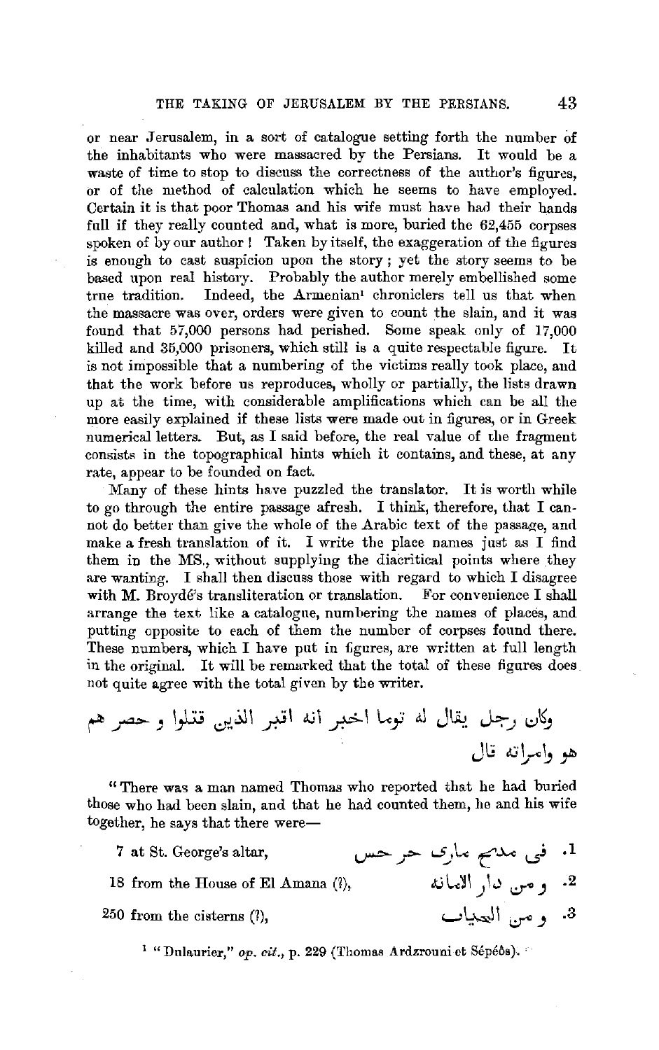or near Jerusalem, in a sort of catalogue setting forth the number of the inhabitants who were massacred by the Persians. It would be a waste of time to stop to discuss the correctness of the author's figures, or of the method of calculation which he seems to have employed. Certain it is that poor Thomas and his wife must have had their hands full if they really counted and, what is more, buried the 62,455 corpses spoken of by our author! Taken by itself, the exaggeration of the figures is enough to cast suspicion upon the story; yet the story seems to be based upon real history. Probably the author merely embellished some true tradition. Indeed, the Armenian[1] chroniclers tell us that when the massacre was over, orders were given to count the slain, and it was found that 57,000 persons had perished. Some speak only of 17,000 killed and 35,000 prisoners, which still is a quite respectable figure. It is not impossible that a numbering of the victims really took place, and that the work before us reproduces, wholly or partially, the lists drawn up at the time, with considerable amplifications which can be all the more easily explained if these lists were made out in figures, or in Greek numerical letters. But, as I said before, the real value of the fragment consists in the topographical hints which it contains, and these, at any rate, appear to be founded on fact.

Many of these hints have puzzled the translator. It is worth while to go through the entire passage afresh. I think, therefore, that I cannot do better than give the whole of the Arabic text of the passage, and make a fresh translation of it. I write the place names just as I find them in the MS., without supplying the diacritical points where they are wanting. I shall then discuss those with regard to which I disagree with M. Broydé's transliteration or translation. For convenience I shall arrange the text like a catalogue, numbering the names of places, and putting opposite to each of them the number of corpses found there. These numbers, which I have put in figures, are written at full length in the original. It will be remarked that the total of these figures does not quite agree with the total given by the writer.

وكان رجل يقال له توما اخبر انه اقبر الذين قتلوا و حصر هم هو وامراته قال

"There was a man named Thomas who reported that he had buried those who had been slain, and that he had counted them, he and his wife together, he says that there were—

| | |
|---|---|
| 7 at St. George's altar, | 1. فى مدبح مارى حرحس |
| 18 from the House of El Amana (?), | 2. و من دار الامانه |
| 250 from the cisterns (?), | 3. و من الحياب |

[1] "Dulaurier," *op. cit.*, p. 229 (Thomas Ardzrouni et Sépéôs).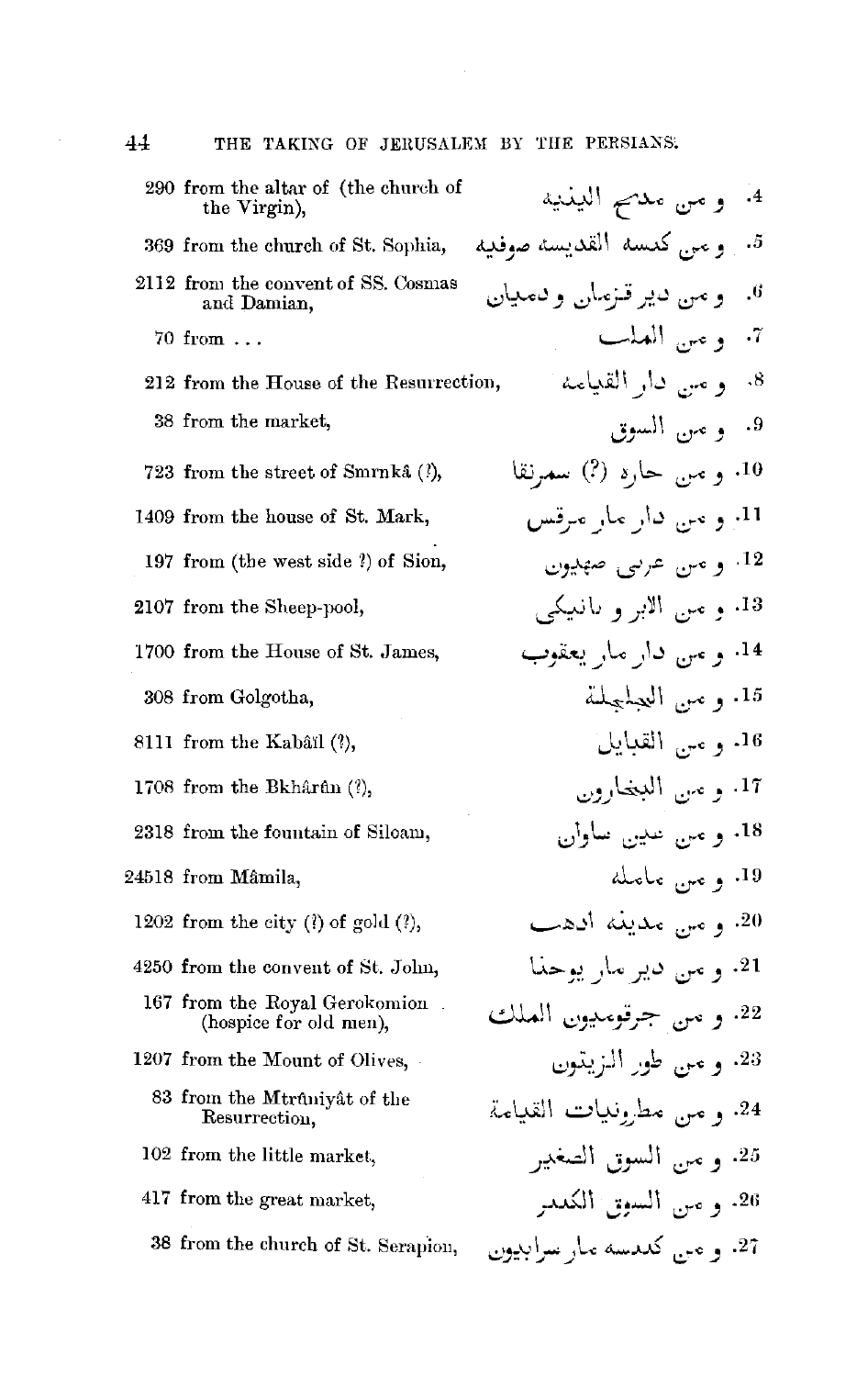| | |
|---|---|
| 290 from the altar of (the church of the Virgin), | 4. و من مدبح الينيه |
| 369 from the church of St. Sophia, | 5. و من كنسه القديسه صوفيه |
| 2112 from the convent of SS. Cosmas and Damian, | 6. و من دير قزمان و دميان |
| 70 from . . . | 7. و من الملب |
| 212 from the House of the Resurrection, | 8. و من دار القيامه |
| 38 from the market, | 9. و من السوق |
| 723 from the street of Smrnkâ (?), | 10. و من حاره (?) سمرنقا |
| 1409 from the house of St. Mark, | 11. و من دار مار مرقس |
| 197 from (the west side ?) of Sion, | 12. و من عربى صهيون |
| 2107 from the Sheep-pool, | 13. و من الابر و بانيكى |
| 1700 from the House of St. James, | 14. و من دار مار يعقوب |
| 308 from Golgotha, | 15. و من الجلجلة |
| 8111 from the Kabâîl (?), | 16. و من القبايل |
| 1708 from the Bkhârûn (?), | 17. و من البخارون |
| 2318 from the fountain of Siloam, | 18. و من عين سلوان |
| 24518 from Mâmila, | 19. و من مامله |
| 1202 from the city (?) of gold (?), | 20. و من مدينه ادهب |
| 4250 from the convent of St. John, | 21. و من دير مار يوحنا |
| 167 from the Royal Gerokomion (hospice for old men), | 22. و من جرقوميون الملك |
| 1207 from the Mount of Olives, | 23. و من طور الزيتون |
| 83 from the Mtrûniyât of the Resurrection, | 24. و من مطرونيات القيامة |
| 102 from the little market, | 25. و من السوق الصغير |
| 417 from the great market, | 26. و من السوق الكبير |
| 38 from the church of St. Serapion, | 27. و من كنيسه مار سرابيون |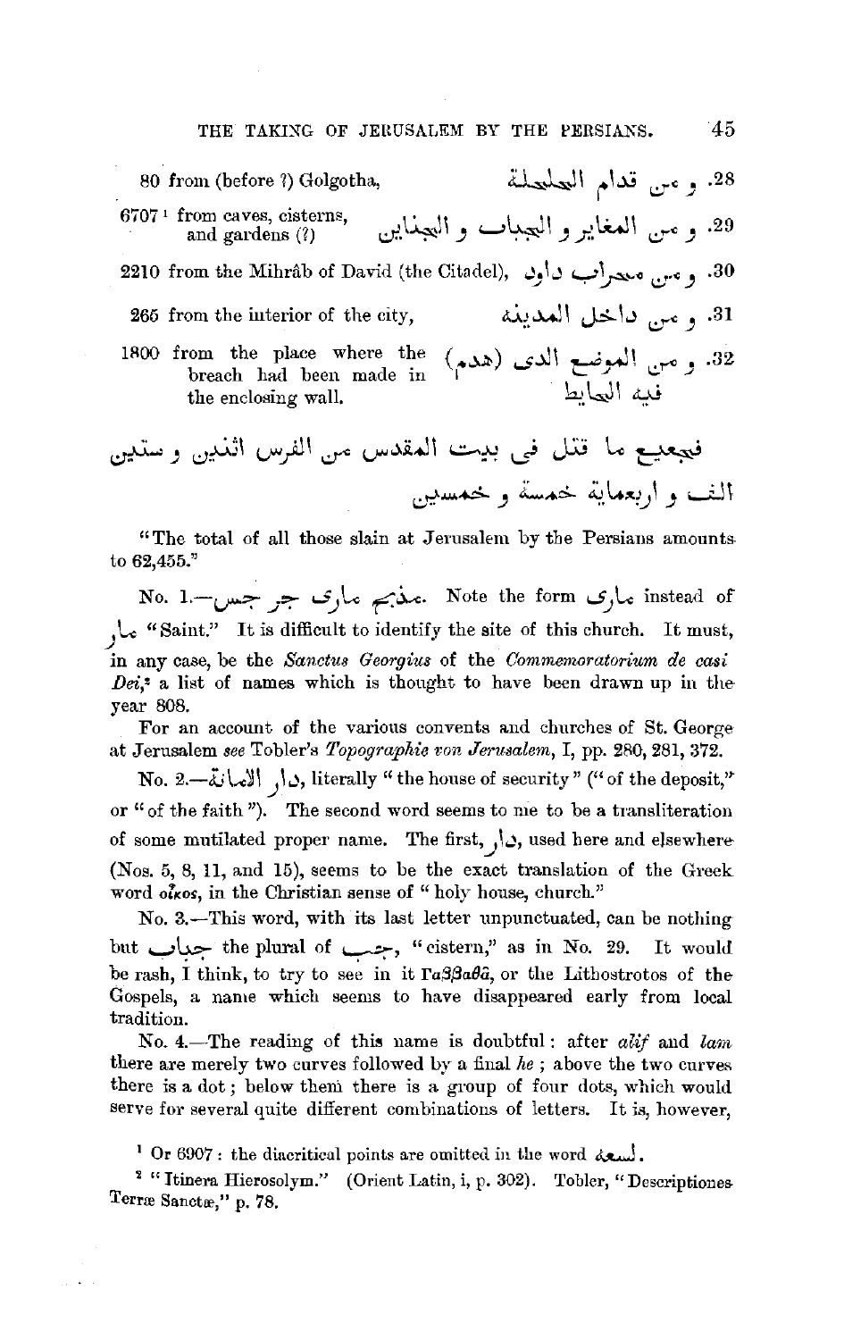| | |
|---|---|
| 80 from (before ?) Golgotha, | 28. و من قدام الجلجلة |
| 6707 [1] from caves, cisterns, and gardens (?) | 29. و من المغاير و الجباب و الجنان |
| 2210 from the Mihrâb of David (the Citadel), | 30. و من محراب داود |
| 265 from the interior of the city, | 31. و من داخل المدينة |
| 1800 from the place where the breach had been made in the enclosing wall. | 32. و من الموضع الذى (هدم) فيه الحايط |

فجميع ما قتل فى بيت المقدس من الفرس اثنين و ستين الف و اربعماية خمسة و خمسين

"The total of all those slain at Jerusalem by the Persians amounts to 62,455."

No. 1.—مذبح مارى جرجس. Note the form مارى instead of مار "Saint." It is difficult to identify the site of this church. It must, in any case, be the *Sanctus Georgius* of the *Commemoratorium de casi Dei*,[2] a list of names which is thought to have been drawn up in the year 808.

For an account of the various convents and churches of St. George at Jerusalem *see* Tobler's *Topographie von Jerusalem*, I, pp. 280, 281, 372.

No. 2.—دار الامانة, literally "the house of security" ("of the deposit," or "of the faith"). The second word seems to me to be a transliteration of some mutilated proper name. The first, دار, used here and elsewhere (Nos. 5, 8, 11, and 15), seems to be the exact translation of the Greek word οἶκος, in the Christian sense of "holy house, church."

No. 3.—This word, with its last letter unpunctuated, can be nothing but جباب the plural of جب, "cistern," as in No. 29. It would be rash, I think, to try to see in it Γαββαθᾶ, or the Lithostrotos of the Gospels, a name which seems to have disappeared early from local tradition.

No. 4.—The reading of this name is doubtful: after *alif* and *lam* there are merely two curves followed by a final *he*; above the two curves there is a dot; below them there is a group of four dots, which would serve for several quite different combinations of letters. It is, however,

[1] Or 6907: the diacritical points are omitted in the word ستة.

[2] "Itinera Hierosolym." (Orient Latin, i, p. 302). Tobler, "Descriptiones Terræ Sanctæ," p. 78.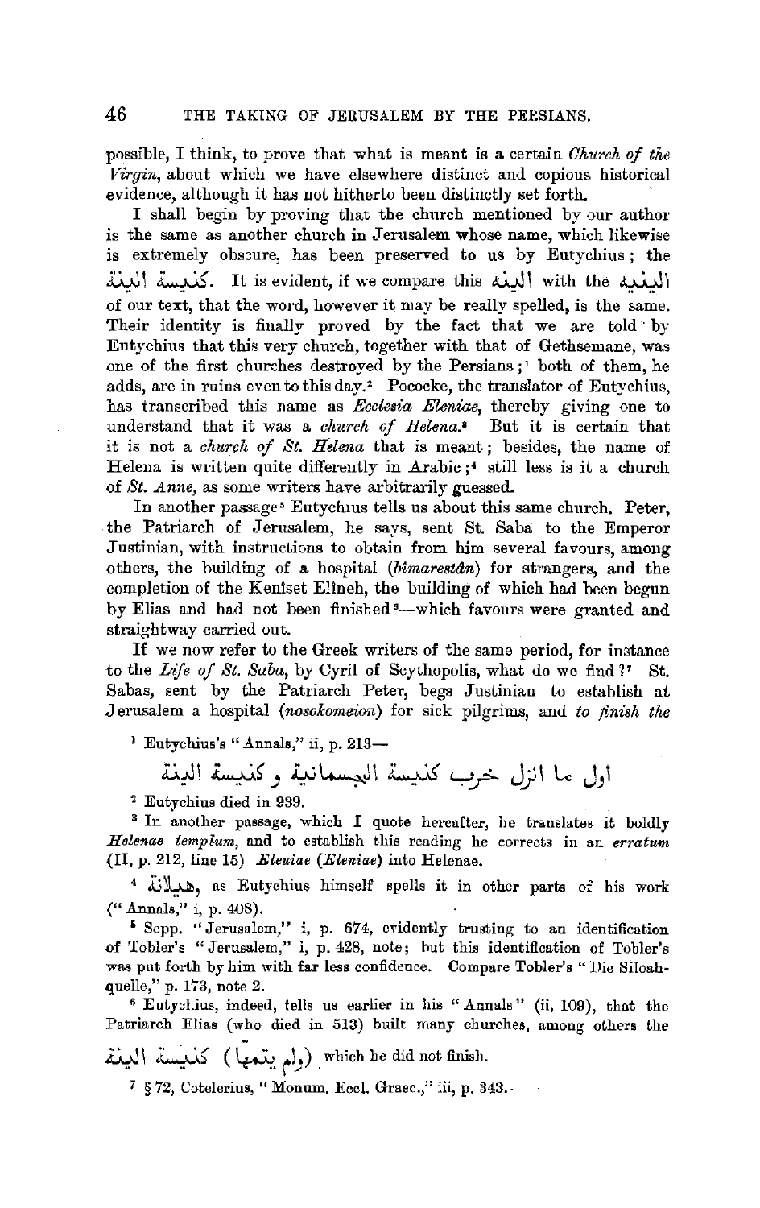possible, I think, to prove that what is meant is a certain *Church of the Virgin*, about which we have elsewhere distinct and copious historical evidence, although it has not hitherto been distinctly set forth.

I shall begin by proving that the church mentioned by our author is the same as another church in Jerusalem whose name, which likewise is extremely obscure, has been preserved to us by Eutychius; the كنيسة الينة. It is evident, if we compare this الينة with the الينية of our text, that the word, however it may be really spelled, is the same. Their identity is finally proved by the fact that we are told by Eutychius that this very church, together with that of Gethsemane, was one of the first churches destroyed by the Persians;[1] both of them, he adds, are in ruins even to this day.[2] Pococke, the translator of Eutychius, has transcribed this name as *Ecclesia Eleniae*, thereby giving one to understand that it was a *church of Helena*.[3] But it is certain that it is not a *church of St. Helena* that is meant; besides, the name of Helena is written quite differently in Arabic;[4] still less is it a church of *St. Anne*, as some writers have arbitrarily guessed.

In another passage[5] Eutychius tells us about this same church. Peter, the Patriarch of Jerusalem, he says, sent St. Saba to the Emperor Justinian, with instructions to obtain from him several favours, among others, the building of a hospital (*bîmarestân*) for strangers, and the completion of the Kenîset Elîneh, the building of which had been begun by Elias and had not been finished[6]—which favours were granted and straightway carried out.

If we now refer to the Greek writers of the same period, for instance to the *Life of St. Saba*, by Cyril of Scythopolis, what do we find?[7] St. Sabas, sent by the Patriarch Peter, begs Justinian to establish at Jerusalem a hospital (*nosokomeion*) for sick pilgrims, and *to finish the*

---

[1] Eutychius's "Annals," ii, p. 213—

اول ما انزل خرب كنيسة الجسمانية و كنيسة الينة

[2] Eutychius died in 939.

[3] In another passage, which I quote hereafter, he translates it boldly *Helenae templum*, and to establish this reading he corrects in an *erratum* (II, p. 212, line 15) *Eleuiae* (*Eleniae*) into Helenae.

[4] هيلانة, as Eutychius himself spells it in other parts of his work ("Annals," i, p. 408).

[5] Sepp. "Jerusalem," i, p. 674, evidently trusting to an identification of Tobler's "Jerusalem," i, p. 428, note; but this identification of Tobler's was put forth by him with far less confidence. Compare Tobler's "Die Siloahquelle," p. 173, note 2.

[6] Eutychius, indeed, tells us earlier in his "Annals" (ii, 109), that the Patriarch Elias (who died in 513) built many churches, among others the كنيسة الينة (ولم يتمها) which he did not finish.

[7] § 72, Cotelerius, "Monum. Eccl. Graec.," iii, p. 343.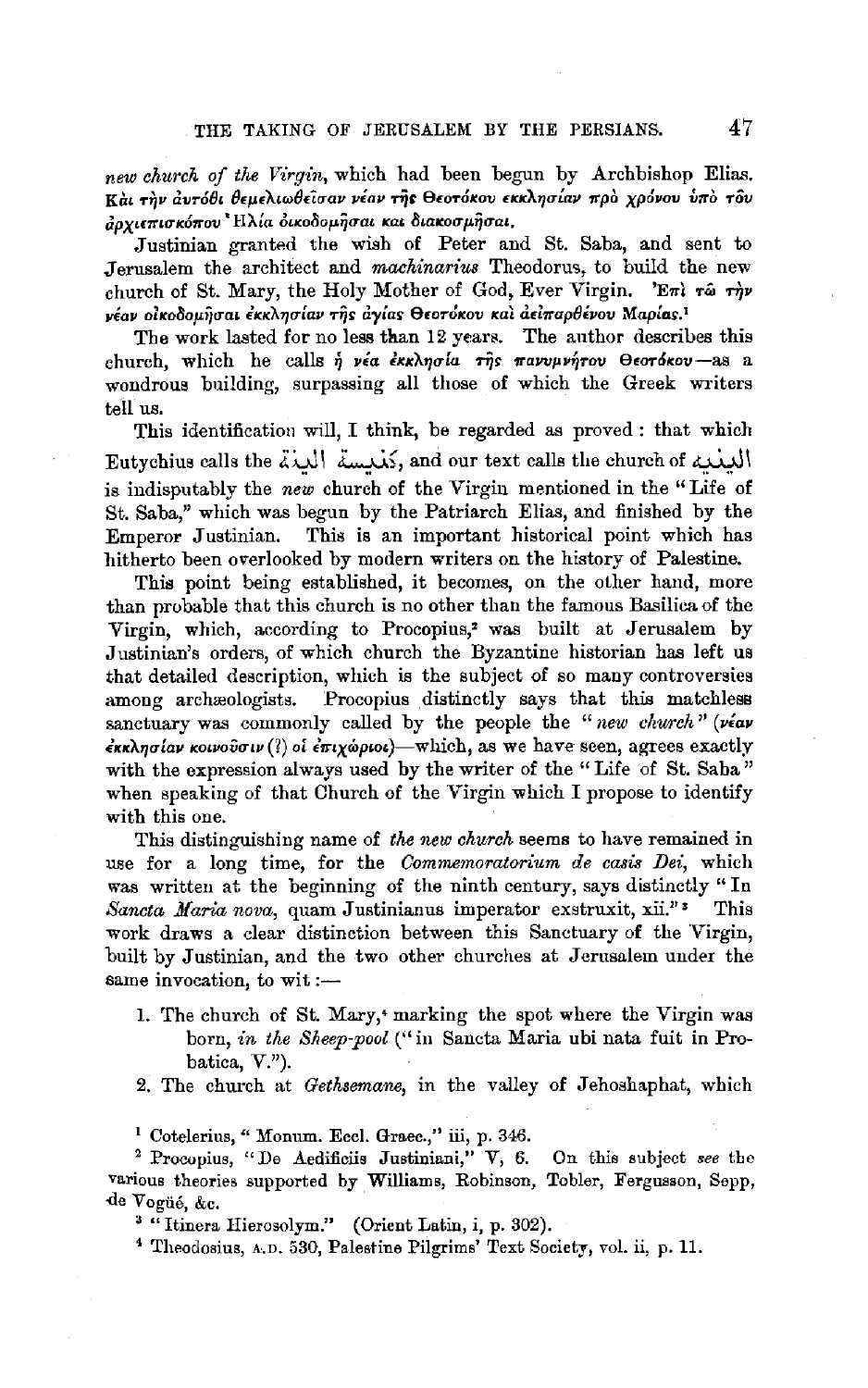*new church of the Virgin*, which had been begun by Archbishop Elias. Καὶ τὴν αὐτόθι θεμελιωθεῖσαν νέαν τῆς Θεοτόκου εκκλησίαν πρὸ χρόνου ὑπὸ τοῦ ἀρχιεπισκόπου Ἠλία οἰκοδομῆσαι και διακοσμῆσαι.

Justinian granted the wish of Peter and St. Saba, and sent to Jerusalem the architect and *machinarius* Theodorus, to build the new church of St. Mary, the Holy Mother of God, Ever Virgin. Ἐπὶ τῷ τὴν νέαν οἰκοδομῆσαι ἐκκλησίαν τῆς ἁγίας Θεοτόκου καὶ ἀειπαρθένου Μαρίας.[1]

The work lasted for no less than 12 years. The author describes this church, which he calls ἡ νέα ἐκκλησία τῆς πανυμνήτου Θεοτόκου—as a wondrous building, surpassing all those of which the Greek writers tell us.

This identification will, I think, be regarded as proved: that which Eutychius calls the كنيسة الجديدة, and our text calls the church of الجديدة is indisputably the *new* church of the Virgin mentioned in the "Life of St. Saba," which was begun by the Patriarch Elias, and finished by the Emperor Justinian. This is an important historical point which has hitherto been overlooked by modern writers on the history of Palestine.

This point being established, it becomes, on the other hand, more than probable that this church is no other than the famous Basilica of the Virgin, which, according to Procopius,[2] was built at Jerusalem by Justinian's orders, of which church the Byzantine historian has left us that detailed description, which is the subject of so many controversies among archæologists. Procopius distinctly says that this matchless sanctuary was commonly called by the people the "*new church*" (νέαν ἐκκλησίαν κοινοῦσιν (?) οἱ ἐπιχώριοι)—which, as we have seen, agrees exactly with the expression always used by the writer of the "Life of St. Saba" when speaking of that Church of the Virgin which I propose to identify with this one.

This distinguishing name of *the new church* seems to have remained in use for a long time, for the *Commemoratorium de casis Dei*, which was written at the beginning of the ninth century, says distinctly "In *Sancta Maria nova*, quam Justinianus imperator exstruxit, xii."[3] This work draws a clear distinction between this Sanctuary of the Virgin, built by Justinian, and the two other churches at Jerusalem under the same invocation, to wit:—

1. The church of St. Mary,[4] marking the spot where the Virgin was born, *in the Sheep-pool* ("in Sancta Maria ubi nata fuit in Probatica, V.").
2. The church at *Gethsemane*, in the valley of Jehoshaphat, which

[1] Cotelerius, "Monum. Eccl. Graec.," iii, p. 346.

[2] Procopius, "De Aedificiis Justiniani," V, 6. On this subject *see* the various theories supported by Williams, Robinson, Tobler, Fergusson, Sepp, de Vogüé, &c.

[3] "Itinera Hierosolym." (Orient Latin, i, p. 302).

[4] Theodosius, A.D. 530, Palestine Pilgrims' Text Society, vol. ii, p. 11.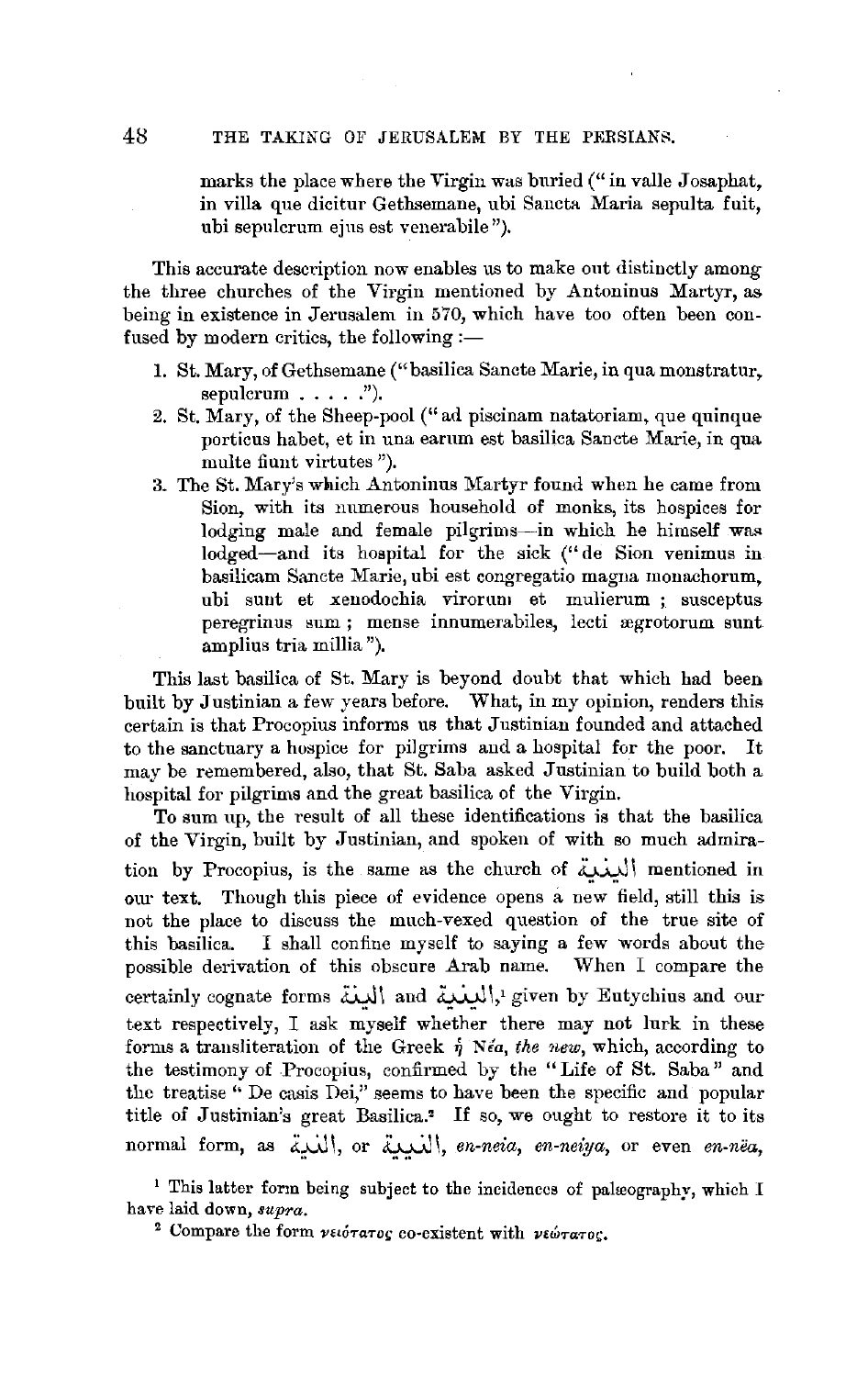marks the place where the Virgin was buried ("in valle Josaphat, in villa que dicitur Gethsemane, ubi Sancta Maria sepulta fuit, ubi sepulcrum ejus est venerabile").

This accurate description now enables us to make out distinctly among the three churches of the Virgin mentioned by Antoninus Martyr, as being in existence in Jerusalem in 570, which have too often been confused by modern critics, the following :—

1. St. Mary, of Gethsemane ("basilica Sancte Marie, in qua monstratur, sepulcrum . . . . .").
2. St. Mary, of the Sheep-pool ("ad piscinam natatoriam, que quinque porticus habet, et in una earum est basilica Sancte Marie, in qua multe fiunt virtutes").
3. The St. Mary's which Antoninus Martyr found when he came from Sion, with its numerous household of monks, its hospices for lodging male and female pilgrims—in which he himself was lodged—and its hospital for the sick ("de Sion venimus in basilicam Sancte Marie, ubi est congregatio magna monachorum, ubi sunt et xenodochia virorum et mulierum ; susceptus peregrinus sum ; mense innumerabiles, lecti ægrotorum sunt amplius tria millia").

This last basilica of St. Mary is beyond doubt that which had been built by Justinian a few years before. What, in my opinion, renders this certain is that Procopius informs us that Justinian founded and attached to the sanctuary a hospice for pilgrims and a hospital for the poor. It may be remembered, also, that St. Saba asked Justinian to build both a hospital for pilgrims and the great basilica of the Virgin.

To sum up, the result of all these identifications is that the basilica of the Virgin, built by Justinian, and spoken of with so much admiration by Procopius, is the same as the church of البنية mentioned in our text. Though this piece of evidence opens a new field, still this is not the place to discuss the much-vexed question of the true site of this basilica. I shall confine myself to saying a few words about the possible derivation of this obscure Arab name. When I compare the certainly cognate forms البنة and البنية,[1] given by Eutychius and our text respectively, I ask myself whether there may not lurk in these forms a transliteration of the Greek ἡ Νέα, *the new*, which, according to the testimony of Procopius, confirmed by the "Life of St. Saba" and the treatise "De casis Dei," seems to have been the specific and popular title of Justinian's great Basilica.[2] If so, we ought to restore it to its normal form, as النية, or النيية, *en-neia*, *en-neiya*, or even *en-nëa*,

[1] This latter form being subject to the incidences of palæography, which I have laid down, *supra*.

[2] Compare the form νειότατος co-existent with νεώτατος.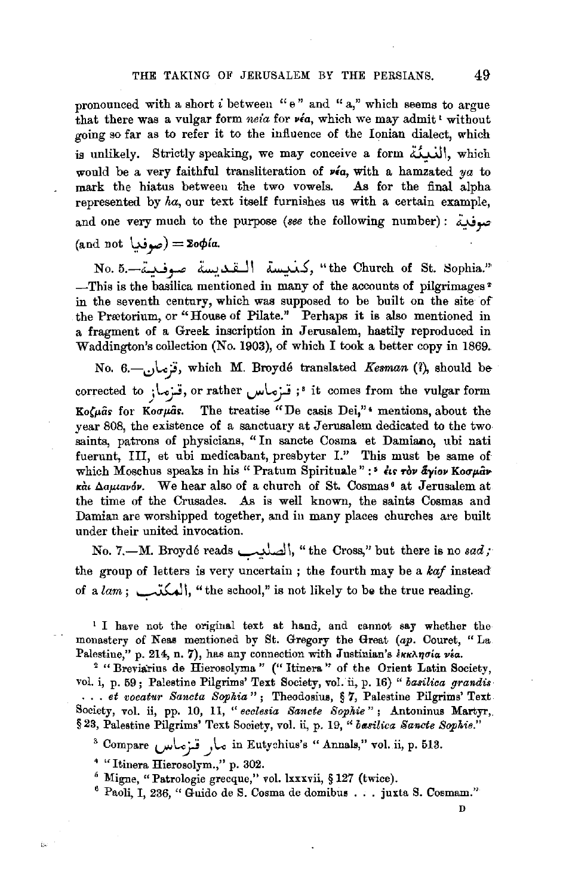pronounced with a short *i* between "e" and "a," which seems to argue that there was a vulgar form *neia* for νέα, which we may admit[1] without going so far as to refer it to the influence of the Ionian dialect, which is unlikely. Strictly speaking, we may conceive a form النيئة, which would be a very faithful transliteration of νέα, with a hamzated *ya* to mark the hiatus between the two vowels. As for the final alpha represented by *ha*, our text itself furnishes us with a certain example, and one very much to the purpose (*see* the following number): صوفية (and not صوفيا) = Σοφία.

No. 5.—كنيسة القديسة صوفية, "the Church of St. Sophia." —This is the basilica mentioned in many of the accounts of pilgrimages[2] in the seventh century, which was supposed to be built on the site of the Prætorium, or "House of Pilate." Perhaps it is also mentioned in a fragment of a Greek inscription in Jerusalem, hastily reproduced in Waddington's collection (No. 1903), of which I took a better copy in 1869.

No. 6.—قزمان, which M. Broydé translated *Kesman* (?), should be corrected to قزمان, or rather قزماس;[3] it comes from the vulgar form Κοζμᾶς for Κοσμᾶς. The treatise "De casis Dei,"[4] mentions, about the year 808, the existence of a sanctuary at Jerusalem dedicated to the two saints, patrons of physicians, "In sancte Cosma et Damiano, ubi nati fuerunt, III, et ubi medicabant, presbyter I." This must be same of which Moschus speaks in his "Pratum Spirituale":[5] εἰς τὸν ἅγιον Κοσμᾶν καὶ Δαμιανόν. We hear also of a church of St. Cosmas[6] at Jerusalem at the time of the Crusades. As is well known, the saints Cosmas and Damian are worshipped together, and in many places churches are built under their united invocation.

No. 7.—M. Broydé reads الصليب, "the Cross," but there is no *sad*; the group of letters is very uncertain; the fourth may be a *kaf* instead of a *lam*; المكتب, "the school," is not likely to be the true reading.

---

[1] I have not the original text at hand, and cannot say whether the monastery of Neas mentioned by St. Gregory the Great (*ap.* Couret, "La Palestine," p. 214, n. 7), has any connection with Justinian's ἐκκλησία νέα.

[2] "Breviarius de Hierosolyma" ("Itinera" of the Orient Latin Society, vol. i, p. 59; Palestine Pilgrims' Text Society, vol. ii, p. 16) "*basilica grandis . . . et vocatur Sancta Sophia*"; Theodosius, § 7, Palestine Pilgrims' Text Society, vol. ii, pp. 10, 11, "*ecclesia Sancte Sophie*"; Antoninus Martyr, § 23, Palestine Pilgrims' Text Society, vol. ii, p. 19, "*basilica Sancte Sophie.*"

[3] Compare مار قزماس in Eutychius's "Annals," vol. ii, p. 513.

[4] "Itinera Hierosolym.," p. 302.

[5] Migne, "Patrologie grecque," vol. lxxxvii, § 127 (twice).

[6] Paoli, I, 236, "Guido de S. Cosma de domibus . . . juxta S. Cosmam."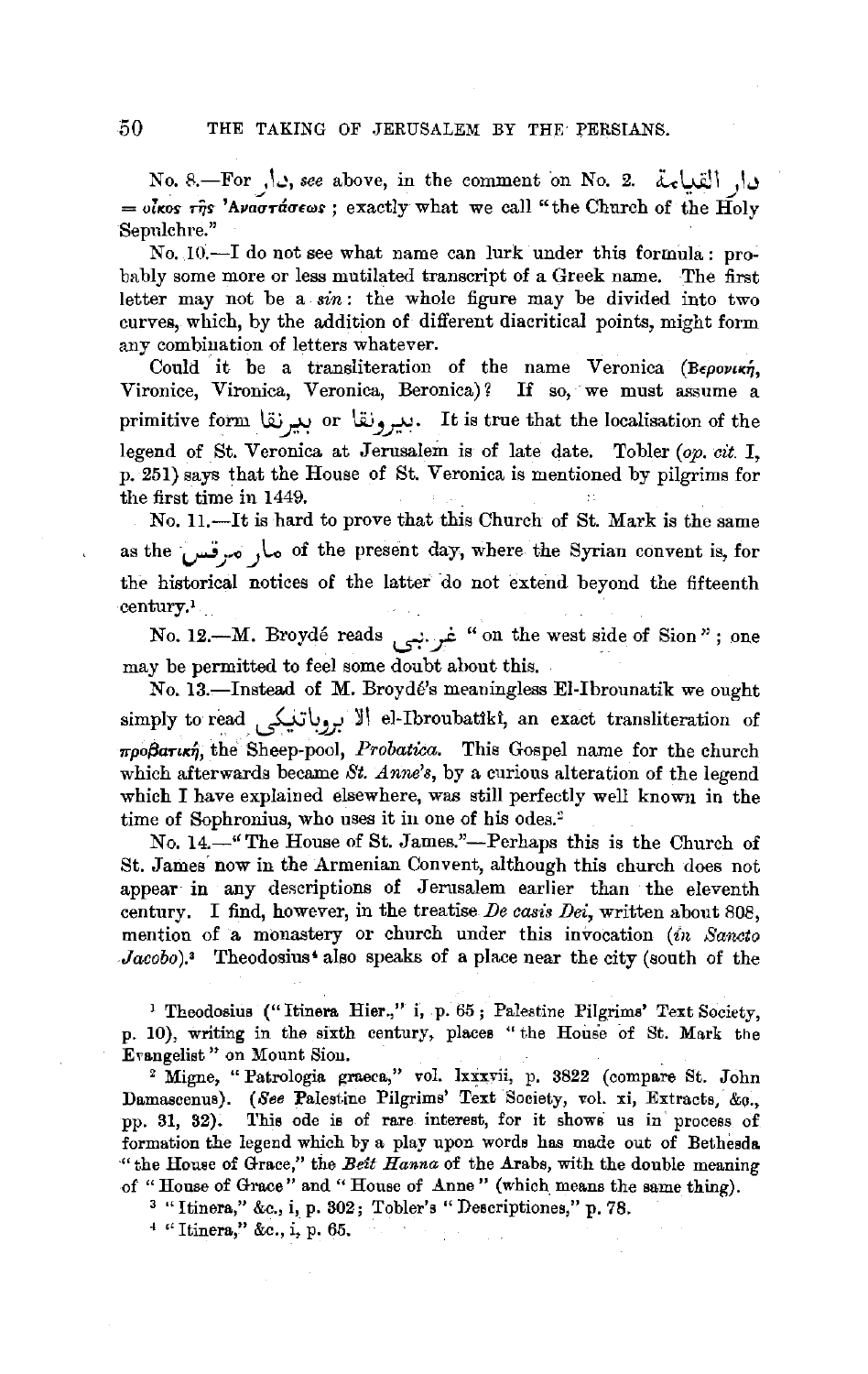No. 8.—For دار, *see* above, in the comment on No. 2. دار القيامة = οἶκος τῆς Ἀναστάσεως; exactly what we call "the Church of the Holy Sepulchre."

No. 10.—I do not see what name can lurk under this formula: probably some more or less mutilated transcript of a Greek name. The first letter may not be a *sin*: the whole figure may be divided into two curves, which, by the addition of different diacritical points, might form any combination of letters whatever.

Could it be a transliteration of the name Veronica (Βερονική, Vironice, Vironica, Veronica, Beronica)? If so, we must assume a primitive form بيرنقا or بيرونقا. It is true that the localisation of the legend of St. Veronica at Jerusalem is of late date. Tobler (*op. cit.* I, p. 251) says that the House of St. Veronica is mentioned by pilgrims for the first time in 1449.

No. 11.—It is hard to prove that this Church of St. Mark is the same as the مار مرقس of the present day, where the Syrian convent is, for the historical notices of the latter do not extend beyond the fifteenth century.[1]

No. 12.—M. Broydé reads غربي "on the west side of Sion"; one may be permitted to feel some doubt about this.

No. 13.—Instead of M. Broydé's meaningless El-Ibrounatik we ought simply to read البروباتيكي el-Ibroubatîkî, an exact transliteration of προβατική, the Sheep-pool, *Probatica*. This Gospel name for the church which afterwards became *St. Anne's*, by a curious alteration of the legend which I have explained elsewhere, was still perfectly well known in the time of Sophronius, who uses it in one of his odes.[2]

No. 14.—"The House of St. James."—Perhaps this is the Church of St. James now in the Armenian Convent, although this church does not appear in any descriptions of Jerusalem earlier than the eleventh century. I find, however, in the treatise *De casis Dei*, written about 808, mention of a monastery or church under this invocation (*in Sancto Jacobo*).[3] Theodosius[4] also speaks of a place near the city (south of the

---

[1] Theodosius ("Itinera Hier.," i, p. 65; Palestine Pilgrims' Text Society, p. 10), writing in the sixth century, places "the House of St. Mark the Evangelist" on Mount Sion.

[2] Migne, "Patrologia graeca," vol. lxxxvii, p. 3822 (compare St. John Damascenus). (*See* Palestine Pilgrims' Text Society, vol. xi, Extracts, &c., pp. 31, 32). This ode is of rare interest, for it shows us in process of formation the legend which by a play upon words has made out of Bethesda "the House of Grace," the *Beït Hanna* of the Arabs, with the double meaning of "House of Grace" and "House of Anne" (which means the same thing).

[3] "Itinera," &c., i, p. 302; Tobler's "Descriptiones," p. 78.

[4] "Itinera," &c., i, p. 65.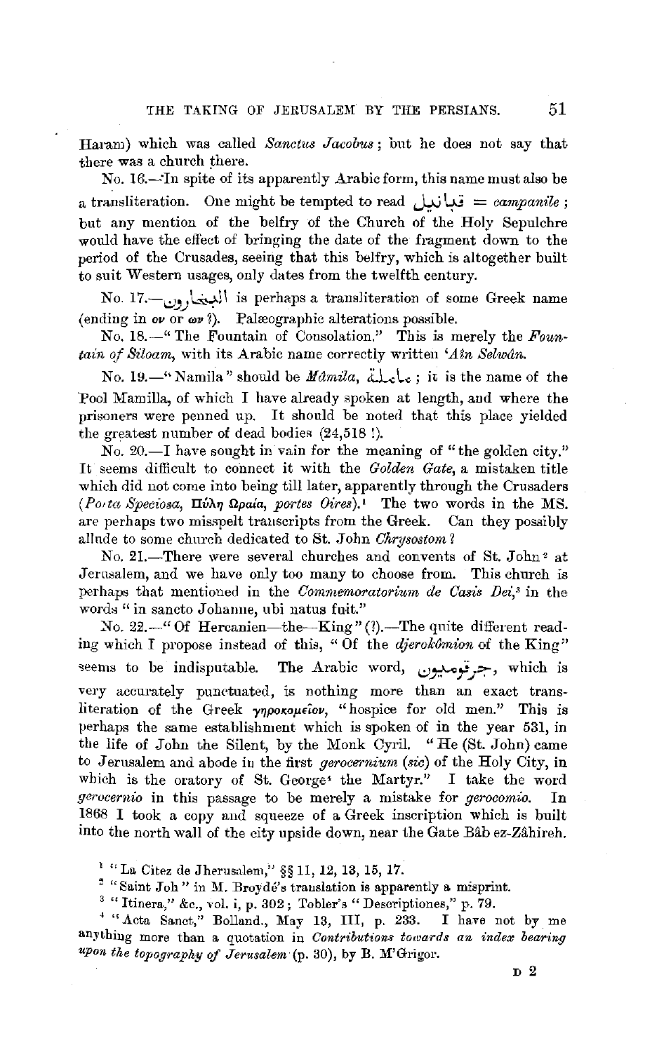Haram) which was called *Sanctus Jacobus*; but he does not say that there was a church there.

No. 16.—In spite of its apparently Arabic form, this name must also be a transliteration. One might be tempted to read قبانيل = *campanile*; but any mention of the belfry of the Church of the Holy Sepulchre would have the effect of bringing the date of the fragment down to the period of the Crusades, seeing that this belfry, which is altogether built to suit Western usages, only dates from the twelfth century.

No. 17.—البغنارون is perhaps a transliteration of some Greek name (ending in *ον* or *ων*?). Palæographic alterations possible.

No. 18.—"The Fountain of Consolation." This is merely the *Fountain of Siloam*, with its Arabic name correctly written *'Aïn Selwân.*

No. 19.—"Namila" should be *Mâmila*, ماملة; it is the name of the Pool Mamilla, of which I have already spoken at length, and where the prisoners were penned up. It should be noted that this place yielded the greatest number of dead bodies (24,518 !).

No. 20.—I have sought in vain for the meaning of "the golden city." It seems difficult to connect it with the *Golden Gate*, a mistaken title which did not come into being till later, apparently through the Crusaders (*Porta Speciosa*, *Πύλη Ωραία*, *portes Oires*).[1] The two words in the MS. are perhaps two misspelt transcripts from the Greek. Can they possibly allude to some church dedicated to St. John *Chrysostom*?

No. 21.—There were several churches and convents of St. John[2] at Jerusalem, and we have only too many to choose from. This church is perhaps that mentioned in the *Commemoratorium de Casis Dei*,[3] in the words "in sancto Johanne, ubi natus fuit."

No. 22.—"Of Hercanien—the—King" (?).—The quite different reading which I propose instead of this, "Of the *djerokômion* of the King" seems to be indisputable. The Arabic word, جرقوميون, which is very accurately punctuated, is nothing more than an exact transliteration of the Greek *γηροκομεῖον*, "hospice for old men." This is perhaps the same establishment which is spoken of in the year 531, in the life of John the Silent, by the Monk Cyril. "He (St. John) came to Jerusalem and abode in the first *gerocernium* (*sic*) of the Holy City, in which is the oratory of St. George[4] the Martyr." I take the word *gerocernio* in this passage to be merely a mistake for *gerocomio*. In 1868 I took a copy and squeeze of a Greek inscription which is built into the north wall of the city upside down, near the Gate Bâb ez-Zâhireh.

[1] "La Citez de Jherusalem," §§ 11, 12, 13, 15, 17.

[2] "Saint Joh" in M. Broydé's translation is apparently a misprint.

[3] "Itinera," &c., vol. i, p. 302; Tobler's "Descriptiones," p. 79.

[4] "Acta Sanct," Bolland., May 13, III, p. 233. I have not by me anything more than a quotation in *Contributions towards an index bearing upon the topography of Jerusalem* (p. 30), by B. M'Grigor.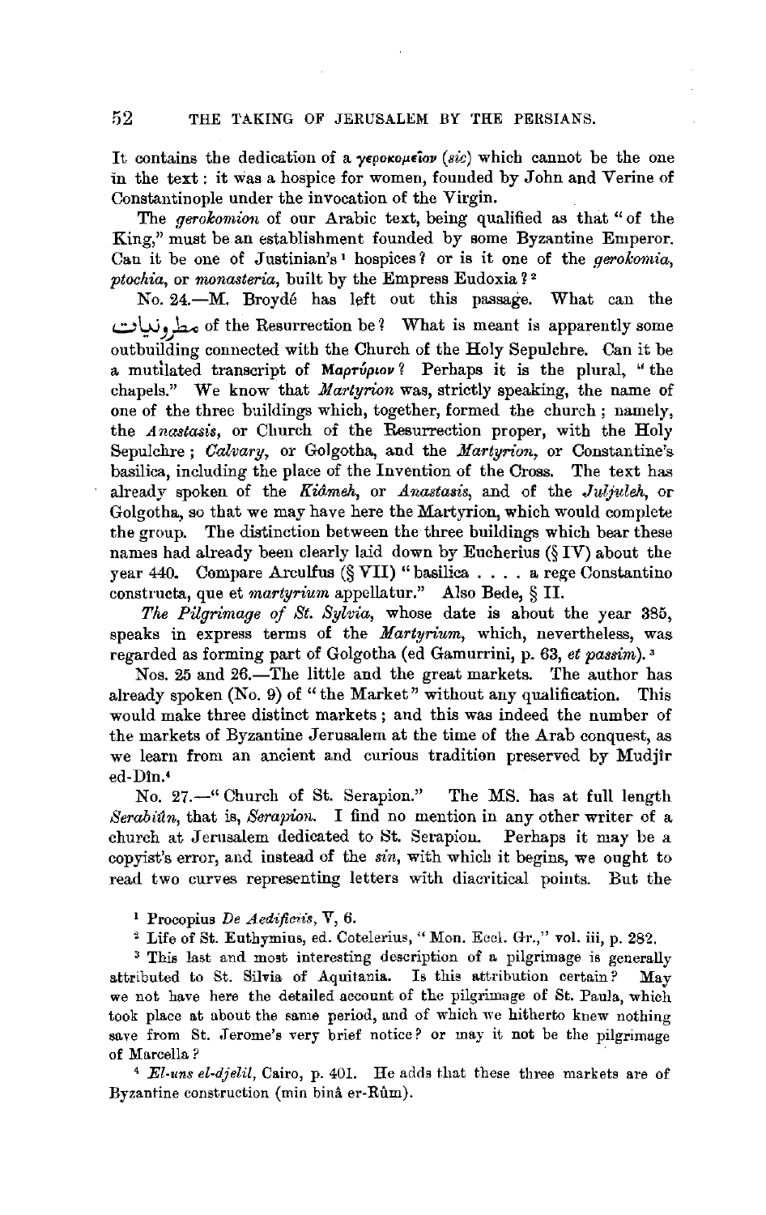It contains the dedication of a γεροκομεῖον (*sic*) which cannot be the one in the text: it was a hospice for women, founded by John and Verine of Constantinople under the invocation of the Virgin.

The *gerokomion* of our Arabic text, being qualified as that "of the King," must be an establishment founded by some Byzantine Emperor. Can it be one of Justinian's[1] hospices? or is it one of the *gerokomia*, *ptochia*, or *monasteria*, built by the Empress Eudoxia?[2]

No. 24.—M. Broydé has left out this passage. What can the مطرونيات of the Resurrection be? What is meant is apparently some outbuilding connected with the Church of the Holy Sepulchre. Can it be a mutilated transcript of Μαρτύριον? Perhaps it is the plural, "the chapels." We know that *Martyrion* was, strictly speaking, the name of one of the three buildings which, together, formed the church; namely, the *Anastasis*, or Church of the Resurrection proper, with the Holy Sepulchre; *Calvary*, or Golgotha, and the *Martyrion*, or Constantine's basilica, including the place of the Invention of the Cross. The text has already spoken of the *Kidmeh*, or *Anastasis*, and of the *Juljuleh*, or Golgotha, so that we may have here the Martyrion, which would complete the group. The distinction between the three buildings which bear these names had already been clearly laid down by Eucherius (§ IV) about the year 440. Compare Arculfus (§ VII) "basilica . . . . a rege Constantino constructa, que et *martyrium* appellatur." Also Bede, § II.

*The Pilgrimage of St. Sylvia*, whose date is about the year 385, speaks in express terms of the *Martyrium*, which, nevertheless, was regarded as forming part of Golgotha (ed Gamurrini, p. 63, *et passim*).[3]

Nos. 25 and 26.—The little and the great markets. The author has already spoken (No. 9) of "the Market" without any qualification. This would make three distinct markets; and this was indeed the number of the markets of Byzantine Jerusalem at the time of the Arab conquest, as we learn from an ancient and curious tradition preserved by Mudjîr ed-Dîn.[4]

No. 27.—"Church of St. Serapion." The MS. has at full length *Serabiûn*, that is, *Serapion*. I find no mention in any other writer of a church at Jerusalem dedicated to St. Serapion. Perhaps it may be a copyist's error, and instead of the *sin*, with which it begins, we ought to read two curves representing letters with diacritical points. But the

[1] Procopius *De Aedificiis*, V, 6.

[2] Life of St. Euthymius, ed. Cotelerius, "Mon. Eccl. Gr.," vol. iii, p. 282.

[3] This last and most interesting description of a pilgrimage is generally attributed to St. Silvia of Aquitania. Is this attribution certain? May we not have here the detailed account of the pilgrimage of St. Paula, which took place at about the same period, and of which we hitherto knew nothing save from St. Jerome's very brief notice? or may it not be the pilgrimage of Marcella?

[4] *El-uns el-djelil*, Cairo, p. 401. He adds that these three markets are of Byzantine construction (min binâ er-Rûm).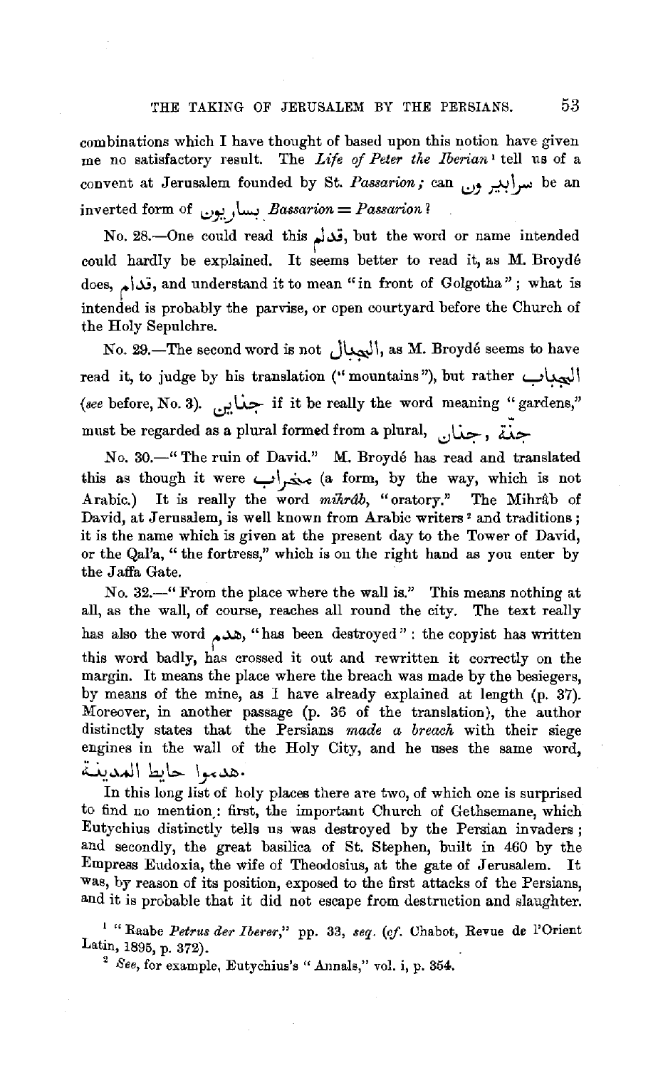combinations which I have thought of based upon this notion have given me no satisfactory result. The *Life of Peter the Iberian*[1] tell us of a convent at Jerusalem founded by St. *Passarion;* can سرابير ون be an inverted form of بساريون *Bassarion = Passarion?*

No. 28.—One could read this قدام, but the word or name intended could hardly be explained. It seems better to read it, as M. Broydé does, قدام, and understand it to mean "in front of Golgotha"; what is intended is probably the parvise, or open courtyard before the Church of the Holy Sepulchre.

No. 29.—The second word is not الجبال, as M. Broydé seems to have read it, to judge by his translation ("mountains"), but rather الجباب (*see* before, No. 3). جنانين if it be really the word meaning "gardens," must be regarded as a plural formed from a plural, جنان , جنة

No. 30.—"The ruin of David." M. Broydé has read and translated this as though it were مخراب (a form, by the way, which is not Arabic.) It is really the word *miḥrâb*, "oratory." The Mihrâb of David, at Jerusalem, is well known from Arabic writers[2] and traditions; it is the name which is given at the present day to the Tower of David, or the Qal'a, "the fortress," which is on the right hand as you enter by the Jaffa Gate.

No. 32.—"From the place where the wall is." This means nothing at all, as the wall, of course, reaches all round the city. The text really has also the word هدم, "has been destroyed": the copyist has written this word badly, has crossed it out and rewritten it correctly on the margin. It means the place where the breach was made by the besiegers, by means of the mine, as I have already explained at length (p. 37). Moreover, in another passage (p. 36 of the translation), the author distinctly states that the Persians *made a breach* with their siege engines in the wall of the Holy City, and he uses the same word, هدموا حايط المدينة.

In this long list of holy places there are two, of which one is surprised to find no mention: first, the important Church of Gethsemane, which Eutychius distinctly tells us was destroyed by the Persian invaders; and secondly, the great basilica of St. Stephen, built in 460 by the Empress Eudoxia, the wife of Theodosius, at the gate of Jerusalem. It was, by reason of its position, exposed to the first attacks of the Persians, and it is probable that it did not escape from destruction and slaughter.

[1] "Raabe *Petrus der Iberer*," pp. 33, *seq.* (*cf.* Chabot, Revue de l'Orient Latin, 1895, p. 372).

[2] *See*, for example, Eutychius's "Annals," vol. i, p. 354.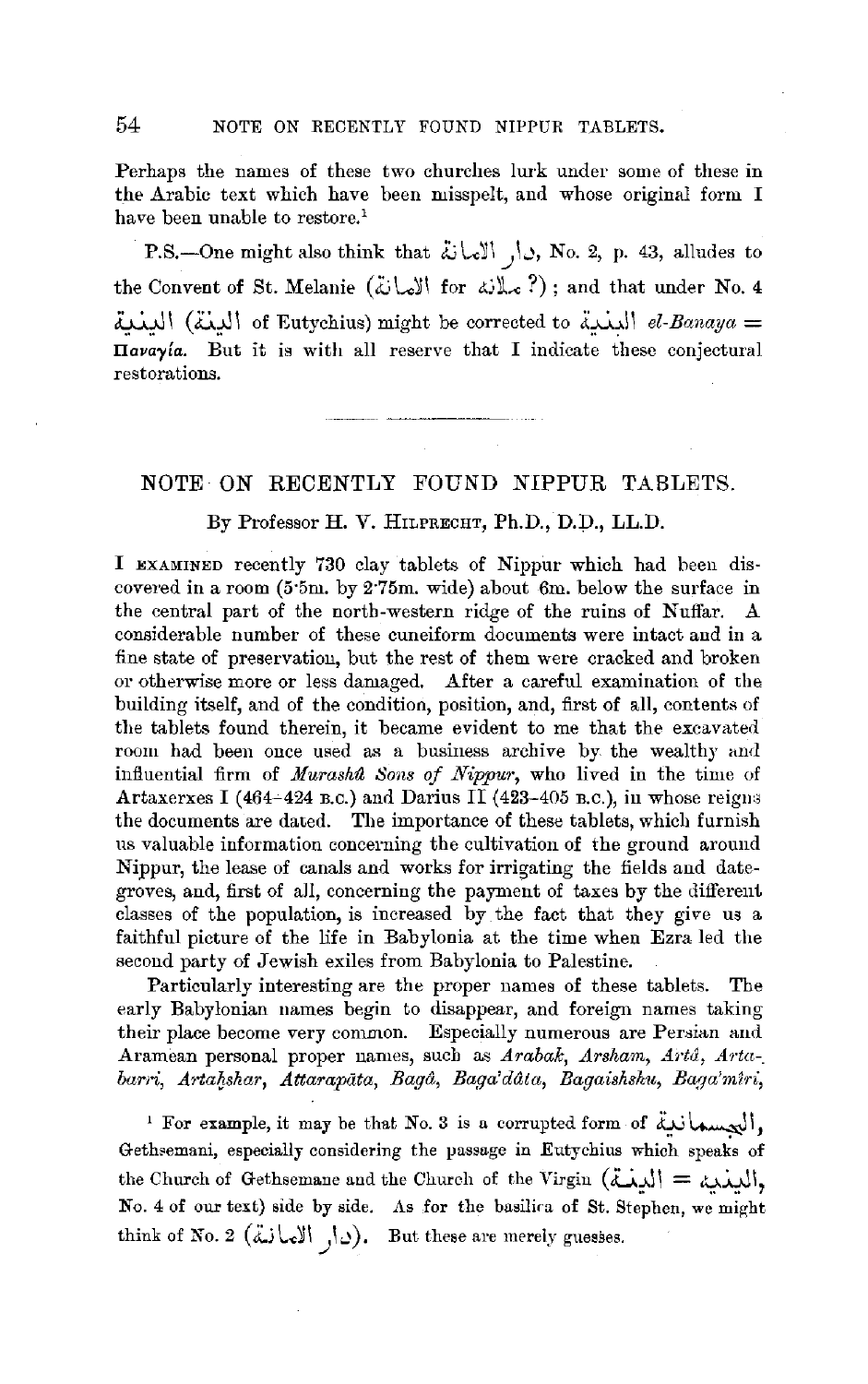Perhaps the names of these two churches lurk under some of these in the Arabic text which have been misspelt, and whose original form I have been unable to restore.[1]

P.S.—One might also think that دار الملانة, No. 2, p. 43, alludes to the Convent of St. Melanie (الملانة for ملانة ?); and that under No. 4 البنية (البنية of Eutychius) might be corrected to البنية *el-Banaya* = Παναγία. But it is with all reserve that I indicate these conjectural restorations.

---

## NOTE ON RECENTLY FOUND NIPPUR TABLETS.

### By Professor H. V. Hilprecht, Ph.D., D.D., LL.D.

I examined recently 730 clay tablets of Nippur which had been discovered in a room (5·5m. by 2·75m. wide) about 6m. below the surface in the central part of the north-western ridge of the ruins of Nuffar. A considerable number of these cuneiform documents were intact and in a fine state of preservation, but the rest of them were cracked and broken or otherwise more or less damaged. After a careful examination of the building itself, and of the condition, position, and, first of all, contents of the tablets found therein, it became evident to me that the excavated room had been once used as a business archive by the wealthy and influential firm of *Murashû Sons of Nippur*, who lived in the time of Artaxerxes I (464–424 B.C.) and Darius II (423–405 B.C.), in whose reigns the documents are dated. The importance of these tablets, which furnish us valuable information concerning the cultivation of the ground around Nippur, the lease of canals and works for irrigating the fields and date-groves, and, first of all, concerning the payment of taxes by the different classes of the population, is increased by the fact that they give us a faithful picture of the life in Babylonia at the time when Ezra led the second party of Jewish exiles from Babylonia to Palestine.

Particularly interesting are the proper names of these tablets. The early Babylonian names begin to disappear, and foreign names taking their place become very common. Especially numerous are Persian and Aramean personal proper names, such as *Arabak*, *Arsham*, *Artâ*, *Artabarri*, *Artaḫshar*, *Attarapâta*, *Bagâ*, *Baga'dâta*, *Bagaishku*, *Baga'miri*,

[1] For example, it may be that No. 3 is a corrupted form of الجسمانية, Gethsemani, especially considering the passage in Eutychius which speaks of the Church of Gethsemane and the Church of the Virgin (البنية = البنية, No. 4 of our text) side by side. As for the basilica of St. Stephen, we might think of No. 2 (دار الملانة). But these are merely guesses.